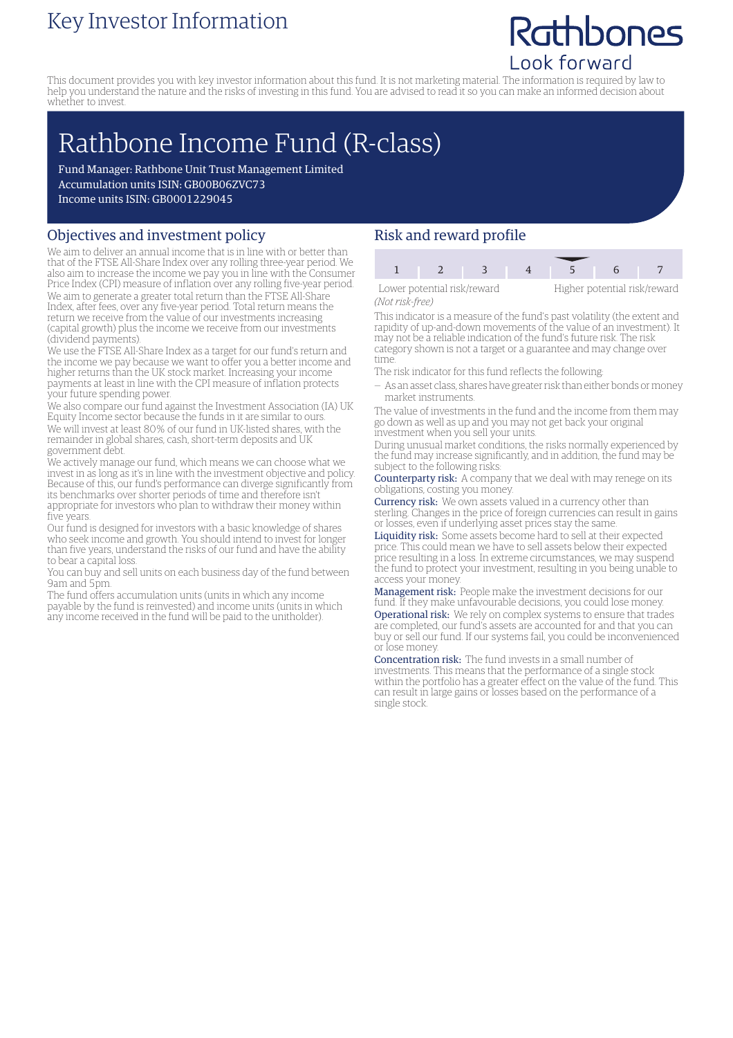# Key Investor Information

Rathbones
Look forward

This document provides you with key investor information about this fund. It is not marketing material. The information is required by law to help you understand the nature and the risks of investing in this fund. You are advised to read it so you can make an informed decision about whether to invest.

# Rathbone Income Fund (R-class)

Fund Manager: Rathbone Unit Trust Management Limited
Accumulation units ISIN: GB00B06ZVC73
Income units ISIN: GB0001229045

## Objectives and investment policy

We aim to deliver an annual income that is in line with or better than that of the FTSE All-Share Index over any rolling three-year period. We also aim to increase the income we pay you in line with the Consumer Price Index (CPI) measure of inflation over any rolling five-year period.

We aim to generate a greater total return than the FTSE All-Share Index, after fees, over any five-year period. Total return means the return we receive from the value of our investments increasing (capital growth) plus the income we receive from our investments (dividend payments).

We use the FTSE All-Share Index as a target for our fund's return and the income we pay because we want to offer you a better income and higher returns than the UK stock market. Increasing your income payments at least in line with the CPI measure of inflation protects your future spending power.

We also compare our fund against the Investment Association (IA) UK Equity Income sector because the funds in it are similar to ours.

We will invest at least 80% of our fund in UK-listed shares, with the remainder in global shares, cash, short-term deposits and UK government debt.

We actively manage our fund, which means we can choose what we invest in as long as it's in line with the investment objective and policy. Because of this, our fund's performance can diverge significantly from its benchmarks over shorter periods of time and therefore isn't appropriate for investors who plan to withdraw their money within five years.

Our fund is designed for investors with a basic knowledge of shares who seek income and growth. You should intend to invest for longer than five years, understand the risks of our fund and have the ability to bear a capital loss.

You can buy and sell units on each business day of the fund between 9am and 5pm.

The fund offers accumulation units (units in which any income payable by the fund is reinvested) and income units (units in which any income received in the fund will be paid to the unitholder).

## Risk and reward profile

1 2 3 4 **5** 6 7

Lower potential risk/reward — Higher potential risk/reward
*(Not risk-free)*

This indicator is a measure of the fund's past volatility (the extent and rapidity of up-and-down movements of the value of an investment). It may not be a reliable indication of the fund's future risk. The risk category shown is not a target or a guarantee and may change over time.

The risk indicator for this fund reflects the following:

- As an asset class, shares have greater risk than either bonds or money market instruments.

The value of investments in the fund and the income from them may go down as well as up and you may not get back your original investment when you sell your units.

During unusual market conditions, the risks normally experienced by the fund may increase significantly, and in addition, the fund may be subject to the following risks:

**Counterparty risk:** A company that we deal with may renege on its obligations, costing you money.

**Currency risk:** We own assets valued in a currency other than sterling. Changes in the price of foreign currencies can result in gains or losses, even if underlying asset prices stay the same.

**Liquidity risk:** Some assets become hard to sell at their expected price. This could mean we have to sell assets below their expected price resulting in a loss. In extreme circumstances, we may suspend the fund to protect your investment, resulting in you being unable to access your money.

**Management risk:** People make the investment decisions for our fund. If they make unfavourable decisions, you could lose money.

**Operational risk:** We rely on complex systems to ensure that trades are completed, our fund's assets are accounted for and that you can buy or sell our fund. If our systems fail, you could be inconvenienced or lose money.

**Concentration risk:** The fund invests in a small number of investments. This means that the performance of a single stock within the portfolio has a greater effect on the value of the fund. This can result in large gains or losses based on the performance of a single stock.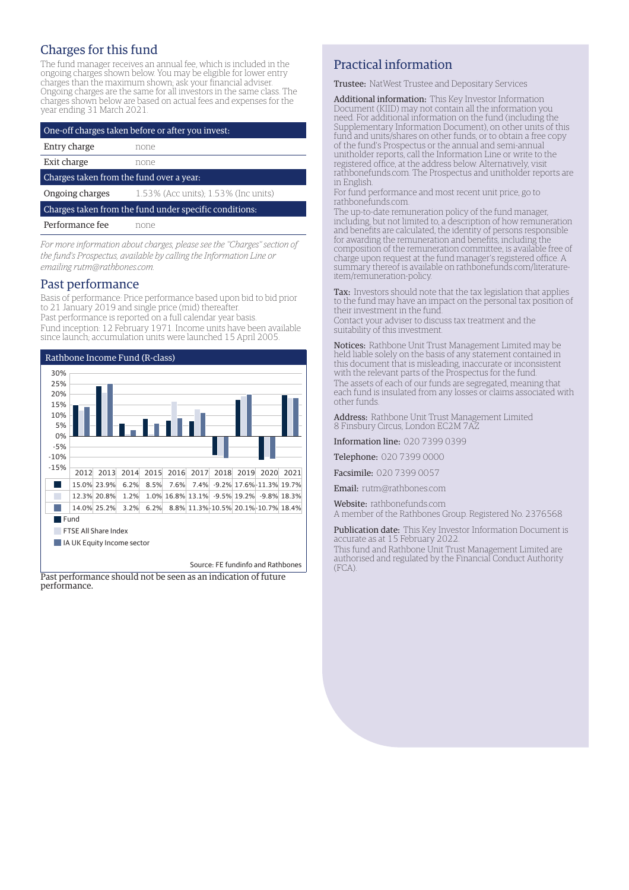## Charges for this fund

The fund manager receives an annual fee, which is included in the ongoing charges shown below. You may be eligible for lower entry charges than the maximum shown; ask your financial adviser. Ongoing charges are the same for all investors in the same class. The charges shown below are based on actual fees and expenses for the year ending 31 March 2021.

| One-off charges taken before or after you invest: | |
|---|---|
| Entry charge | none |
| Exit charge | none |
| **Charges taken from the fund over a year:** | |
| Ongoing charges | 1.53% (Acc units); 1.53% (Inc units) |
| **Charges taken from the fund under specific conditions:** | |
| Performance fee | none |

*For more information about charges, please see the "Charges" section of the fund's Prospectus, available by calling the Information Line or emailing rutm@rathbones.com.*

## Past performance

Basis of performance: Price performance based upon bid to bid prior to 21 January 2019 and single price (mid) thereafter.
Past performance is reported on a full calendar year basis.
Fund inception: 12 February 1971. Income units have been available since launch; accumulation units were launched 15 April 2005.

Rathbone Income Fund (R-class)

30%
25%
20%
15%
10%
5%
0%
-5%
-10%
-15%

2012 2013 2014 2015 2016 2017 2018 2019 2020 2021

Fund: 15.0% 23.9% 6.2% 8.5% 7.6% 7.4% -9.2% 17.6% -11.3% 19.7%

FTSE All Share Index: 12.3% 20.8% 1.2% 1.0% 16.8% 13.1% -9.5% 19.2% -9.8% 18.3%

IA UK Equity Income sector: 14.0% 25.2% 3.2% 6.2% 8.8% 11.3% -10.5% 20.1% -10.7% 18.4%

Fund
FTSE All Share Index
IA UK Equity Income sector

Source: FE fundinfo and Rathbones

Past performance should not be seen as an indication of future performance.

## Practical information

**Trustee:** NatWest Trustee and Depositary Services

**Additional information:** This Key Investor Information Document (KIID) may not contain all the information you need. For additional information on the fund (including the Supplementary Information Document), on other units of this fund and units/shares on other funds, or to obtain a free copy of the fund's Prospectus or the annual and semi-annual unitholder reports, call the Information Line or write to the registered office, at the address below. Alternatively, visit rathbonefunds.com. The Prospectus and unitholder reports are in English.
For fund performance and most recent unit price, go to rathbonefunds.com.
The up-to-date remuneration policy of the fund manager, including, but not limited to, a description of how remuneration and benefits are calculated, the identity of persons responsible for awarding the remuneration and benefits, including the composition of the remuneration committee, is available free of charge upon request at the fund manager's registered office. A summary thereof is available on rathbonefunds.com/literature-item/remuneration-policy.

**Tax:** Investors should note that the tax legislation that applies to the fund may have an impact on the personal tax position of their investment in the fund.
Contact your adviser to discuss tax treatment and the suitability of this investment.

**Notices:** Rathbone Unit Trust Management Limited may be held liable solely on the basis of any statement contained in this document that is misleading, inaccurate or inconsistent with the relevant parts of the Prospectus for the fund.
The assets of each of our funds are segregated, meaning that each fund is insulated from any losses or claims associated with other funds.

**Address:** Rathbone Unit Trust Management Limited
8 Finsbury Circus, London EC2M 7AZ

**Information line:** 020 7399 0399

**Telephone:** 020 7399 0000

**Facsimile:** 020 7399 0057

**Email:** rutm@rathbones.com

**Website:** rathbonefunds.com
A member of the Rathbones Group. Registered No. 2376568

**Publication date:** This Key Investor Information Document is accurate as at 15 February 2022.
This fund and Rathbone Unit Trust Management Limited are authorised and regulated by the Financial Conduct Authority (FCA).